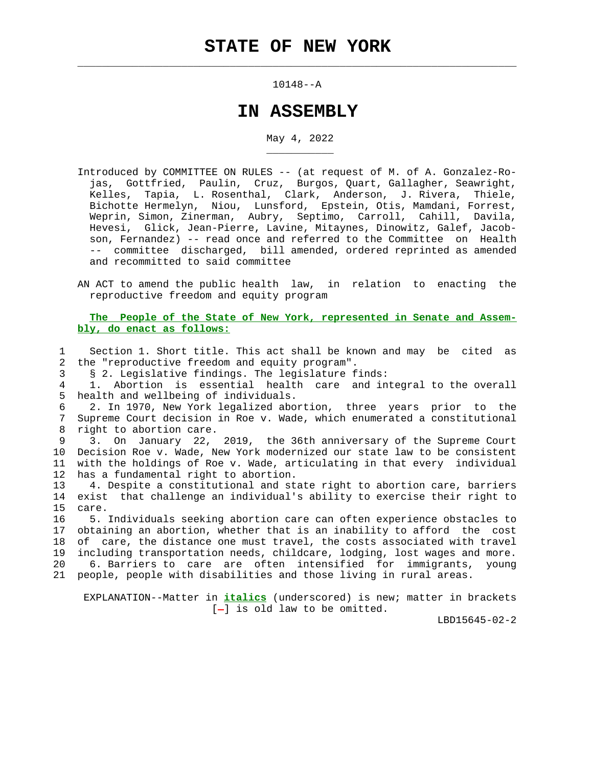# STATE OF NEW YORK

10148--A

# IN ASSEMBLY

May 4, 2022

Introduced by COMMITTEE ON RULES -- (at request of M. of A. Gonzalez-Rojas, Gottfried, Paulin, Cruz, Burgos, Quart, Gallagher, Seawright, Kelles, Tapia, L. Rosenthal, Clark, Anderson, J. Rivera, Thiele, Bichotte Hermelyn, Niou, Lunsford, Epstein, Otis, Mamdani, Forrest, Weprin, Simon, Zinerman, Aubry, Septimo, Carroll, Cahill, Davila, Hevesi, Glick, Jean-Pierre, Lavine, Mitaynes, Dinowitz, Galef, Jacobson, Fernandez) -- read once and referred to the Committee on Health -- committee discharged, bill amended, ordered reprinted as amended and recommitted to said committee

AN ACT to amend the public health law, in relation to enacting the reproductive freedom and equity program

**The People of the State of New York, represented in Senate and Assembly, do enact as follows:**

1 Section 1. Short title. This act shall be known and may be cited as
2 the "reproductive freedom and equity program".
3 § 2. Legislative findings. The legislature finds:
4 1. Abortion is essential health care and integral to the overall
5 health and wellbeing of individuals.
6 2. In 1970, New York legalized abortion, three years prior to the
7 Supreme Court decision in Roe v. Wade, which enumerated a constitutional
8 right to abortion care.
9 3. On January 22, 2019, the 36th anniversary of the Supreme Court
10 Decision Roe v. Wade, New York modernized our state law to be consistent
11 with the holdings of Roe v. Wade, articulating in that every individual
12 has a fundamental right to abortion.
13 4. Despite a constitutional and state right to abortion care, barriers
14 exist that challenge an individual's ability to exercise their right to
15 care.
16 5. Individuals seeking abortion care can often experience obstacles to
17 obtaining an abortion, whether that is an inability to afford the cost
18 of care, the distance one must travel, the costs associated with travel
19 including transportation needs, childcare, lodging, lost wages and more.
20 6. Barriers to care are often intensified for immigrants, young
21 people, people with disabilities and those living in rural areas.

EXPLANATION--Matter in ***italics*** (underscored) is new; matter in brackets [-] is old law to be omitted.

LBD15645-02-2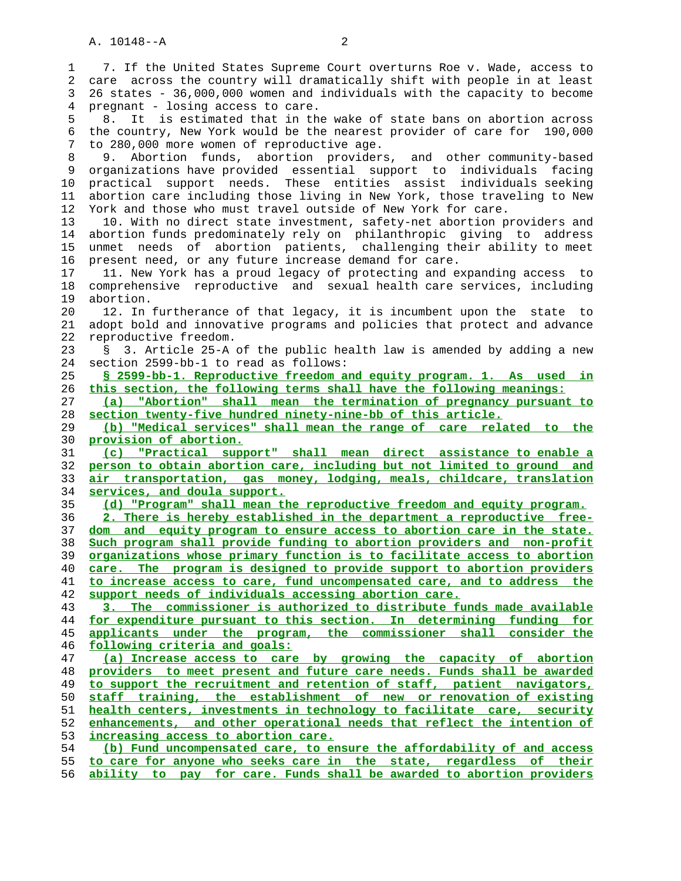7. If the United States Supreme Court overturns Roe v. Wade, access to care across the country will dramatically shift with people in at least 26 states - 36,000,000 women and individuals with the capacity to become pregnant - losing access to care.

8. It is estimated that in the wake of state bans on abortion across the country, New York would be the nearest provider of care for 190,000 to 280,000 more women of reproductive age.

9. Abortion funds, abortion providers, and other community-based organizations have provided essential support to individuals facing practical support needs. These entities assist individuals seeking abortion care including those living in New York, those traveling to New York and those who must travel outside of New York for care.

10. With no direct state investment, safety-net abortion providers and abortion funds predominately rely on philanthropic giving to address unmet needs of abortion patients, challenging their ability to meet present need, or any future increase demand for care.

11. New York has a proud legacy of protecting and expanding access to comprehensive reproductive and sexual health care services, including abortion.

12. In furtherance of that legacy, it is incumbent upon the state to adopt bold and innovative programs and policies that protect and advance reproductive freedom.

§ 3. Article 25-A of the public health law is amended by adding a new section 2599-bb-1 to read as follows:

§ 2599-bb-1. Reproductive freedom and equity program. 1. As used in this section, the following terms shall have the following meanings:

(a) "Abortion" shall mean the termination of pregnancy pursuant to section twenty-five hundred ninety-nine-bb of this article.

(b) "Medical services" shall mean the range of care related to the provision of abortion.

(c) "Practical support" shall mean direct assistance to enable a person to obtain abortion care, including but not limited to ground and air transportation, gas money, lodging, meals, childcare, translation services, and doula support.

(d) "Program" shall mean the reproductive freedom and equity program.

2. There is hereby established in the department a reproductive freedom and equity program to ensure access to abortion care in the state. Such program shall provide funding to abortion providers and non-profit organizations whose primary function is to facilitate access to abortion care. The program is designed to provide support to abortion providers to increase access to care, fund uncompensated care, and to address the support needs of individuals accessing abortion care.

3. The commissioner is authorized to distribute funds made available for expenditure pursuant to this section. In determining funding for applicants under the program, the commissioner shall consider the following criteria and goals:

(a) Increase access to care by growing the capacity of abortion providers to meet present and future care needs. Funds shall be awarded to support the recruitment and retention of staff, patient navigators, staff training, the establishment of new or renovation of existing health centers, investments in technology to facilitate care, security enhancements, and other operational needs that reflect the intention of increasing access to abortion care.

(b) Fund uncompensated care, to ensure the affordability of and access to care for anyone who seeks care in the state, regardless of their ability to pay for care. Funds shall be awarded to abortion providers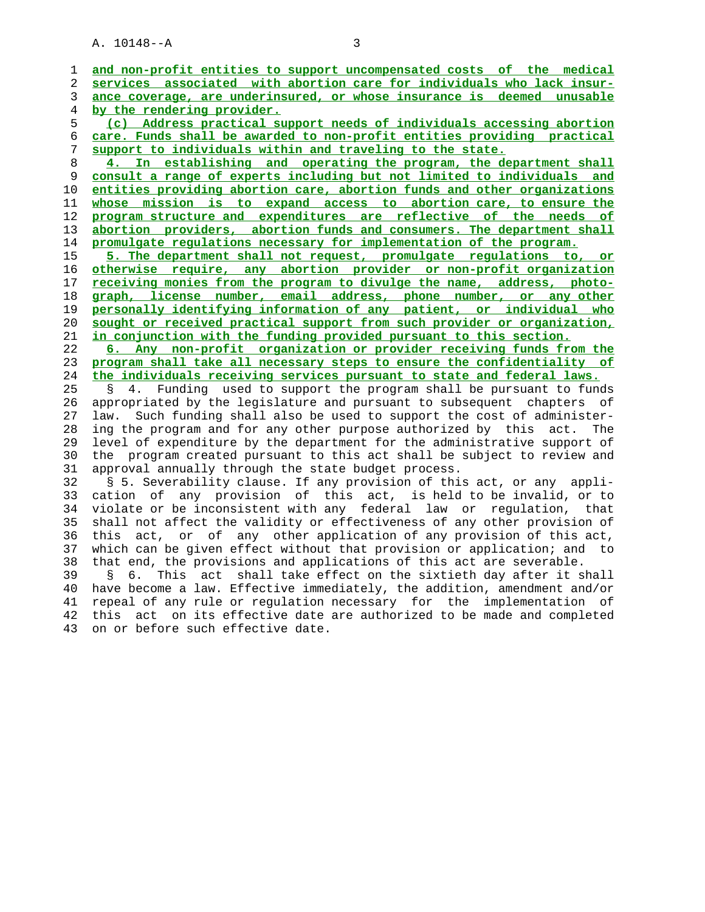and non-profit entities to support uncompensated costs of the medical services associated with abortion care for individuals who lack insurance coverage, are underinsured, or whose insurance is deemed unusable by the rendering provider.

(c) Address practical support needs of individuals accessing abortion care. Funds shall be awarded to non-profit entities providing practical support to individuals within and traveling to the state.

4. In establishing and operating the program, the department shall consult a range of experts including but not limited to individuals and entities providing abortion care, abortion funds and other organizations whose mission is to expand access to abortion care, to ensure the program structure and expenditures are reflective of the needs of abortion providers, abortion funds and consumers. The department shall promulgate regulations necessary for implementation of the program.

5. The department shall not request, promulgate regulations to, or otherwise require, any abortion provider or non-profit organization receiving monies from the program to divulge the name, address, photograph, license number, email address, phone number, or any other personally identifying information of any patient, or individual who sought or received practical support from such provider or organization, in conjunction with the funding provided pursuant to this section.

6. Any non-profit organization or provider receiving funds from the program shall take all necessary steps to ensure the confidentiality of the individuals receiving services pursuant to state and federal laws.

§ 4. Funding used to support the program shall be pursuant to funds appropriated by the legislature and pursuant to subsequent chapters of law. Such funding shall also be used to support the cost of administering the program and for any other purpose authorized by this act. The level of expenditure by the department for the administrative support of the program created pursuant to this act shall be subject to review and approval annually through the state budget process.

§ 5. Severability clause. If any provision of this act, or any application of any provision of this act, is held to be invalid, or to violate or be inconsistent with any federal law or regulation, that shall not affect the validity or effectiveness of any other provision of this act, or of any other application of any provision of this act, which can be given effect without that provision or application; and to that end, the provisions and applications of this act are severable.

§ 6. This act shall take effect on the sixtieth day after it shall have become a law. Effective immediately, the addition, amendment and/or repeal of any rule or regulation necessary for the implementation of this act on its effective date are authorized to be made and completed on or before such effective date.